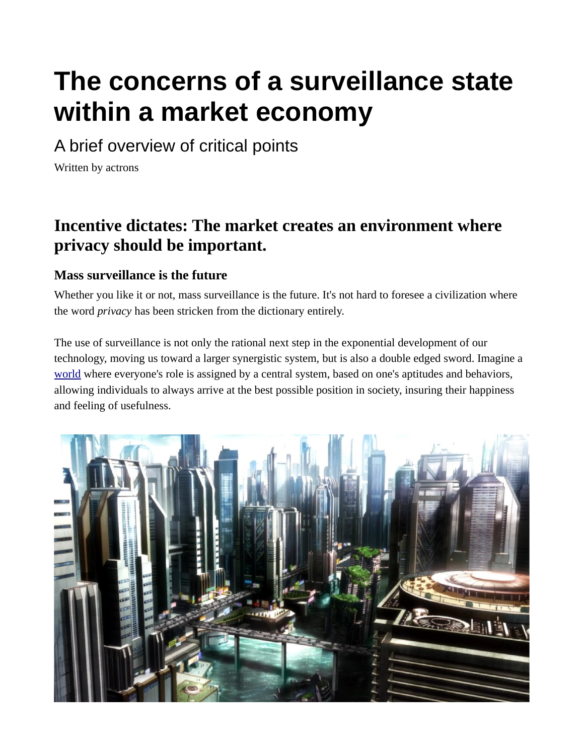# The concerns of a surveillance state within a market economy

A brief overview of critical points

Written by actrons

## Incentive dictates: The market creates an environment where privacy should be important.

### Mass surveillance is the future

Whether you like it or not, mass surveillance is the future. It's not hard to foresee a civilization where the word *privacy* has been stricken from the dictionary entirely.

The use of surveillance is not only the rational next step in the exponential development of our technology, moving us toward a larger synergistic system, but is also a double edged sword. Imagine a [world](world) where everyone's role is assigned by a central system, based on one's aptitudes and behaviors, allowing individuals to always arrive at the best possible position in society, insuring their happiness and feeling of usefulness.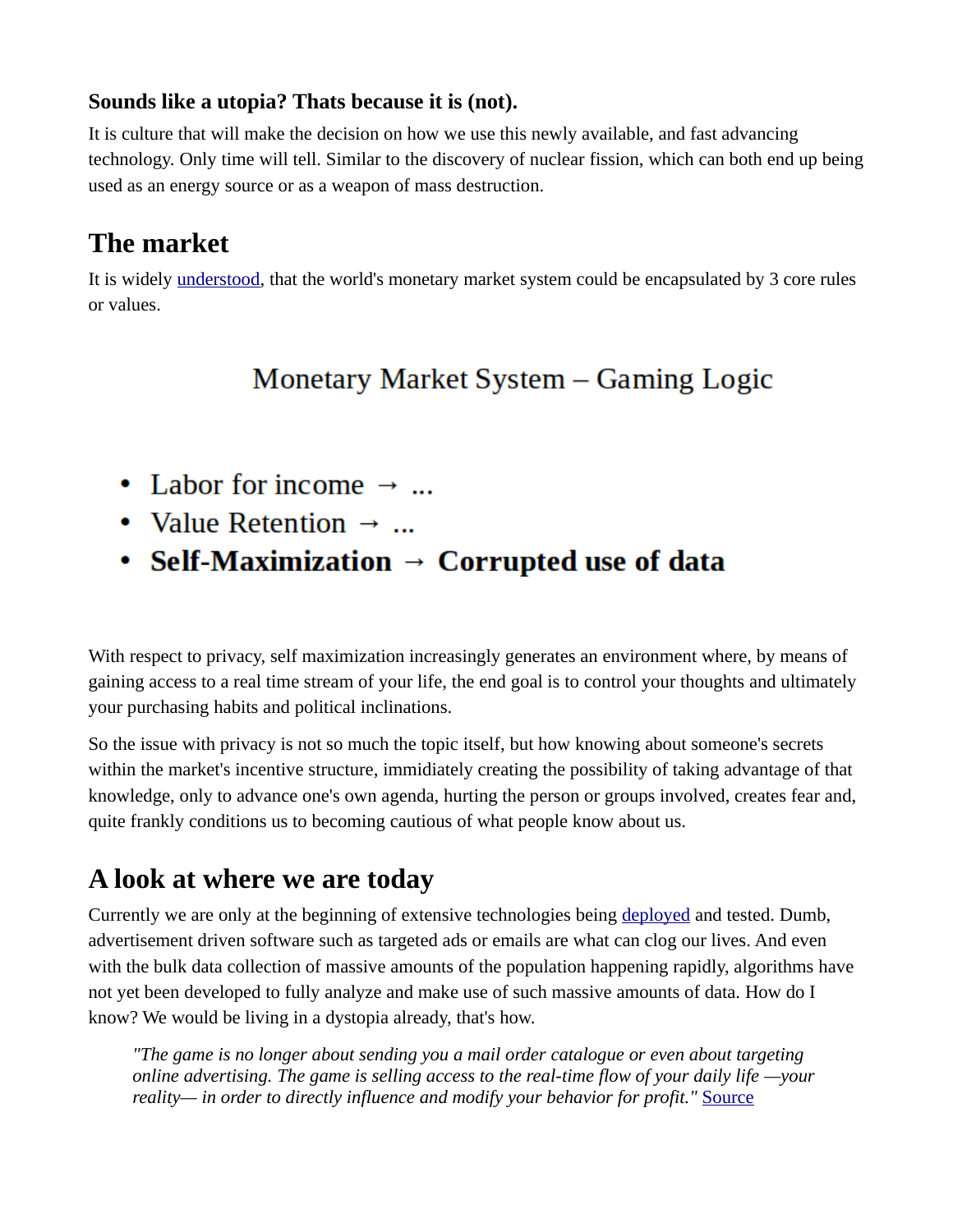**Sounds like a utopia? Thats because it is (not).**

It is culture that will make the decision on how we use this newly available, and fast advancing technology. Only time will tell. Similar to the discovery of nuclear fission, which can both end up being used as an energy source or as a weapon of mass destruction.

## The market

It is widely understood, that the world's monetary market system could be encapsulated by 3 core rules or values.

Monetary Market System – Gaming Logic

- Labor for income → ...
- Value Retention → ...
- **Self-Maximization → Corrupted use of data**

With respect to privacy, self maximization increasingly generates an environment where, by means of gaining access to a real time stream of your life, the end goal is to control your thoughts and ultimately your purchasing habits and political inclinations.

So the issue with privacy is not so much the topic itself, but how knowing about someone's secrets within the market's incentive structure, immidiately creating the possibility of taking advantage of that knowledge, only to advance one's own agenda, hurting the person or groups involved, creates fear and, quite frankly conditions us to becoming cautious of what people know about us.

## A look at where we are today

Currently we are only at the beginning of extensive technologies being deployed and tested. Dumb, advertisement driven software such as targeted ads or emails are what can clog our lives. And even with the bulk data collection of massive amounts of the population happening rapidly, algorithms have not yet been developed to fully analyze and make use of such massive amounts of data. How do I know? We would be living in a dystopia already, that's how.

> *"The game is no longer about sending you a mail order catalogue or even about targeting online advertising. The game is selling access to the real-time flow of your daily life —your reality— in order to directly influence and modify your behavior for profit."* Source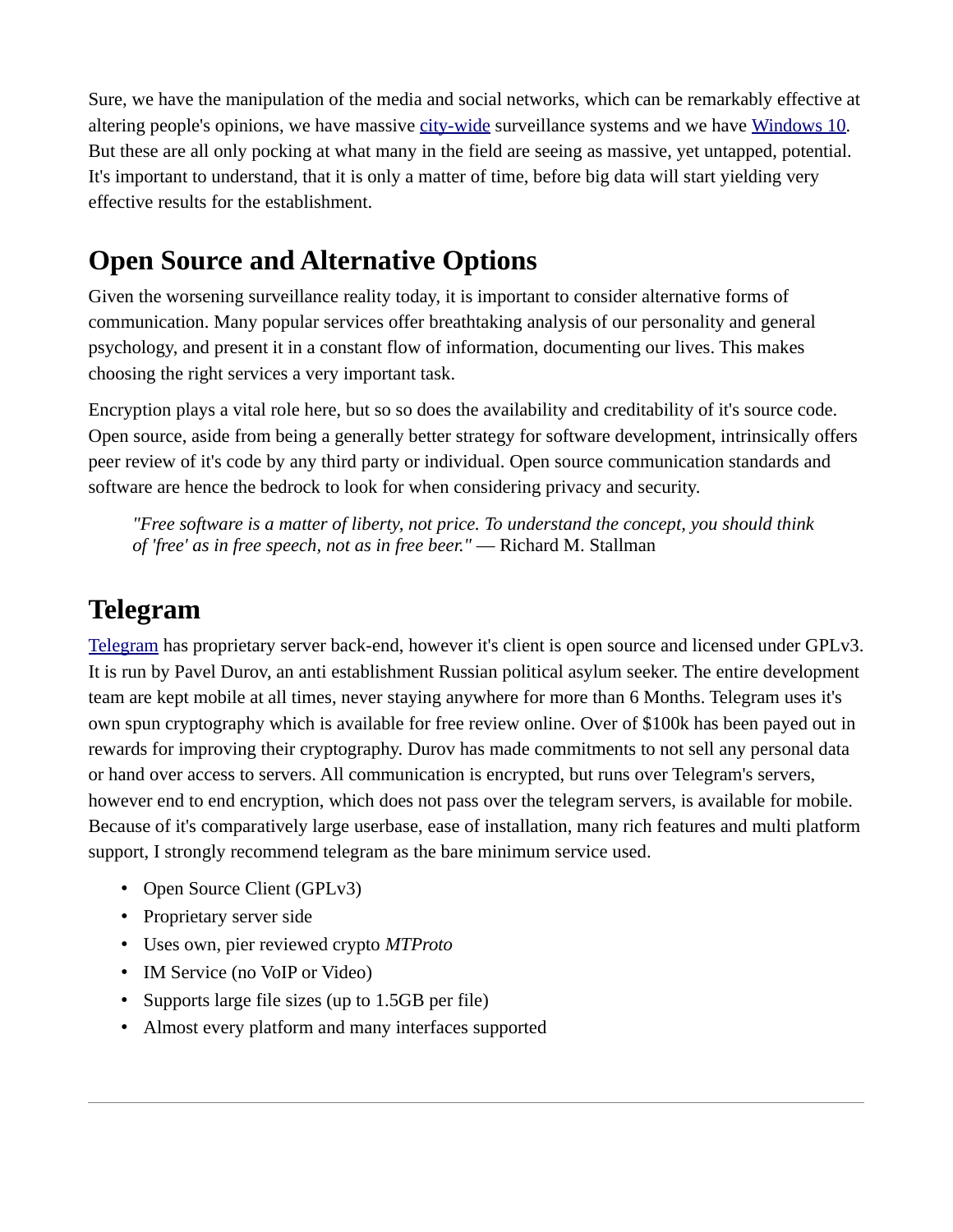Sure, we have the manipulation of the media and social networks, which can be remarkably effective at altering people's opinions, we have massive city-wide surveillance systems and we have Windows 10. But these are all only pocking at what many in the field are seeing as massive, yet untapped, potential. It's important to understand, that it is only a matter of time, before big data will start yielding very effective results for the establishment.

## Open Source and Alternative Options

Given the worsening surveillance reality today, it is important to consider alternative forms of communication. Many popular services offer breathtaking analysis of our personality and general psychology, and present it in a constant flow of information, documenting our lives. This makes choosing the right services a very important task.

Encryption plays a vital role here, but so so does the availability and creditability of it's source code. Open source, aside from being a generally better strategy for software development, intrinsically offers peer review of it's code by any third party or individual. Open source communication standards and software are hence the bedrock to look for when considering privacy and security.

> *"Free software is a matter of liberty, not price. To understand the concept, you should think of 'free' as in free speech, not as in free beer."* — Richard M. Stallman

## Telegram

Telegram has proprietary server back-end, however it's client is open source and licensed under GPLv3. It is run by Pavel Durov, an anti establishment Russian political asylum seeker. The entire development team are kept mobile at all times, never staying anywhere for more than 6 Months. Telegram uses it's own spun cryptography which is available for free review online. Over of $100k has been payed out in rewards for improving their cryptography. Durov has made commitments to not sell any personal data or hand over access to servers. All communication is encrypted, but runs over Telegram's servers, however end to end encryption, which does not pass over the telegram servers, is available for mobile. Because of it's comparatively large userbase, ease of installation, many rich features and multi platform support, I strongly recommend telegram as the bare minimum service used.

- Open Source Client (GPLv3)
- Proprietary server side
- Uses own, pier reviewed crypto *MTProto*
- IM Service (no VoIP or Video)
- Supports large file sizes (up to 1.5GB per file)
- Almost every platform and many interfaces supported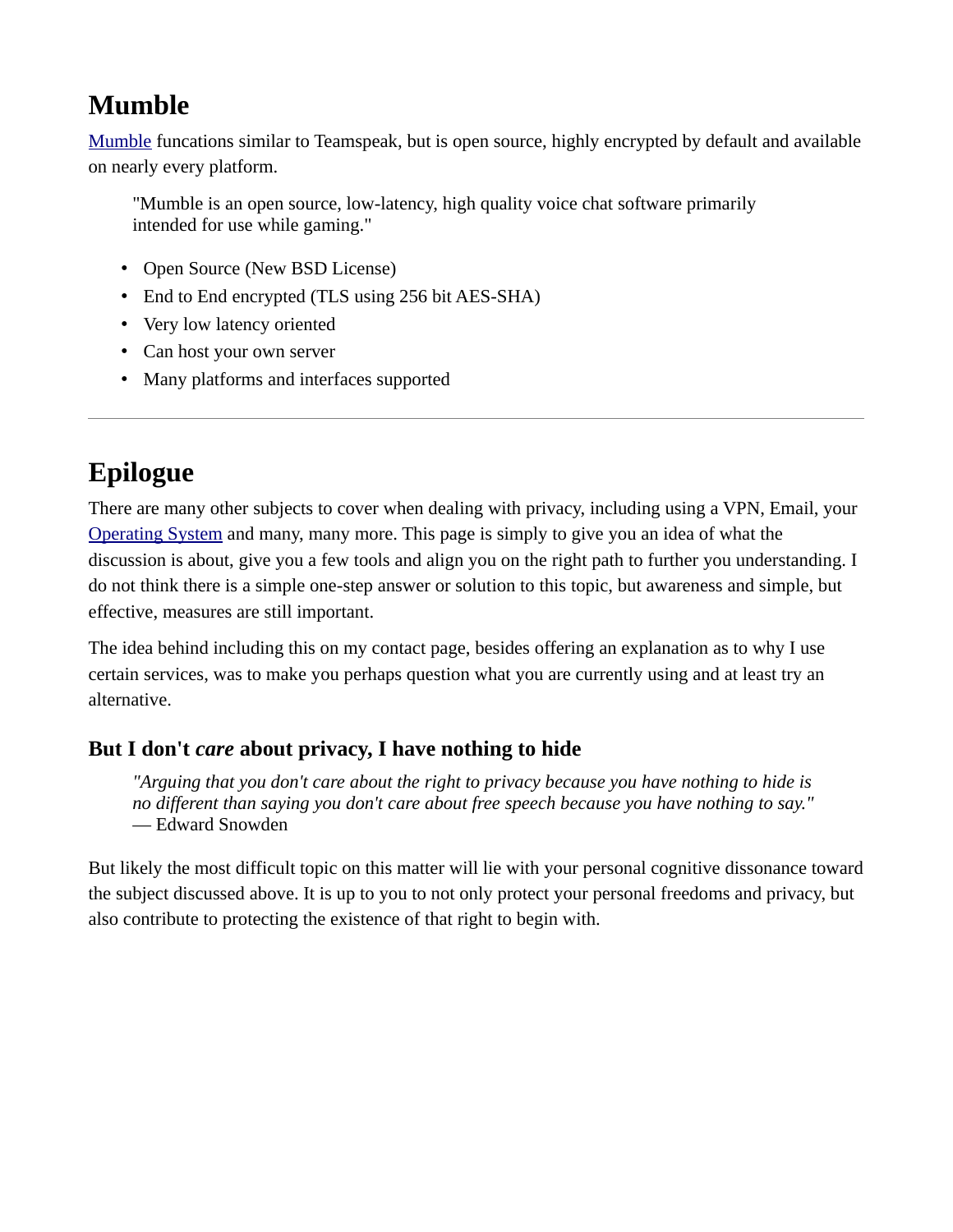# Mumble

[Mumble](#) funcations similar to Teamspeak, but is open source, highly encrypted by default and available on nearly every platform.

> "Mumble is an open source, low-latency, high quality voice chat software primarily intended for use while gaming."

- Open Source (New BSD License)
- End to End encrypted (TLS using 256 bit AES-SHA)
- Very low latency oriented
- Can host your own server
- Many platforms and interfaces supported

---

# Epilogue

There are many other subjects to cover when dealing with privacy, including using a VPN, Email, your Operating System and many, many more. This page is simply to give you an idea of what the discussion is about, give you a few tools and align you on the right path to further you understanding. I do not think there is a simple one-step answer or solution to this topic, but awareness and simple, but effective, measures are still important.

The idea behind including this on my contact page, besides offering an explanation as to why I use certain services, was to make you perhaps question what you are currently using and at least try an alternative.

## But I don't *care* about privacy, I have nothing to hide

> *"Arguing that you don't care about the right to privacy because you have nothing to hide is no different than saying you don't care about free speech because you have nothing to say."*
> — Edward Snowden

But likely the most difficult topic on this matter will lie with your personal cognitive dissonance toward the subject discussed above. It is up to you to not only protect your personal freedoms and privacy, but also contribute to protecting the existence of that right to begin with.